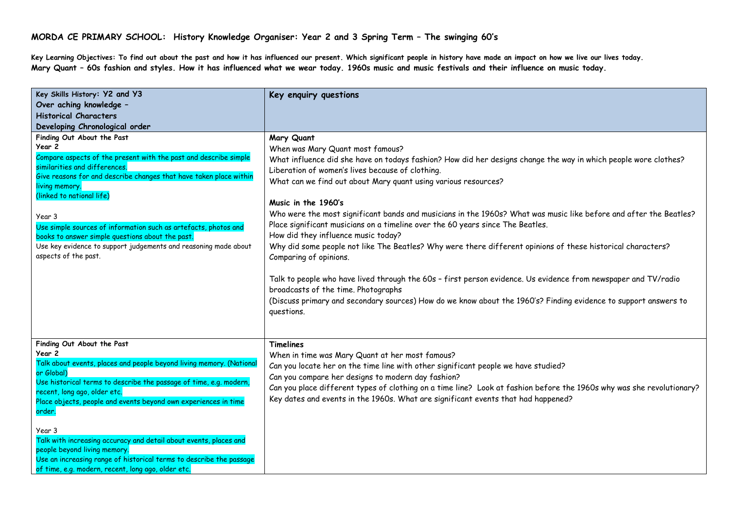# MORDA CE PRIMARY SCHOOL: History Knowledge Organiser: Year 2 and 3 Spring Term – The swinging 60's

**Key Learning Objectives: To find out about the past and how it has influenced our present. Which significant people in history have made an impact on how we live our lives today.**
**Mary Quant – 60s fashion and styles. How it has influenced what we wear today. 1960s music and music festivals and their influence on music today.**

| Key Skills History: Y2 and Y3<br>Over aching knowledge –<br>Historical Characters<br>Developing Chronological order | Key enquiry questions |
| --- | --- |
| Finding Out About the Past<br>**Year 2**<br>Compare aspects of the present with the past and describe simple similarities and differences.<br>Give reasons for and describe changes that have taken place within living memory.<br>(linked to national life)<br><br>Year 3<br>Use simple sources of information such as artefacts, photos and books to answer simple questions about the past.<br>Use key evidence to support judgements and reasoning made about aspects of the past. | **Mary Quant**<br>When was Mary Quant most famous?<br>What influence did she have on todays fashion? How did her designs change the way in which people wore clothes?<br>Liberation of women's lives because of clothing.<br>What can we find out about Mary quant using various resources?<br><br>**Music in the 1960's**<br>Who were the most significant bands and musicians in the 1960s? What was music like before and after the Beatles?<br>Place significant musicians on a timeline over the 60 years since The Beatles.<br>How did they influence music today?<br>Why did some people not like The Beatles? Why were there different opinions of these historical characters? Comparing of opinions.<br><br>Talk to people who have lived through the 60s – first person evidence. Us evidence from newspaper and TV/radio broadcasts of the time. Photographs<br>(Discuss primary and secondary sources) How do we know about the 1960's? Finding evidence to support answers to questions. |
| Finding Out About the Past<br>**Year 2**<br>Talk about events, places and people beyond living memory. (National or Global)<br>Use historical terms to describe the passage of time, e.g. modern, recent, long ago, older etc.<br>Place objects, people and events beyond own experiences in time order.<br><br>Year 3<br>Talk with increasing accuracy and detail about events, places and people beyond living memory.<br>Use an increasing range of historical terms to describe the passage of time, e.g. modern, recent, long ago, older etc. | **Timelines**<br>When in time was Mary Quant at her most famous?<br>Can you locate her on the time line with other significant people we have studied?<br>Can you compare her designs to modern day fashion?<br>Can you place different types of clothing on a time line? Look at fashion before the 1960s why was she revolutionary?<br>Key dates and events in the 1960s. What are significant events that had happened? |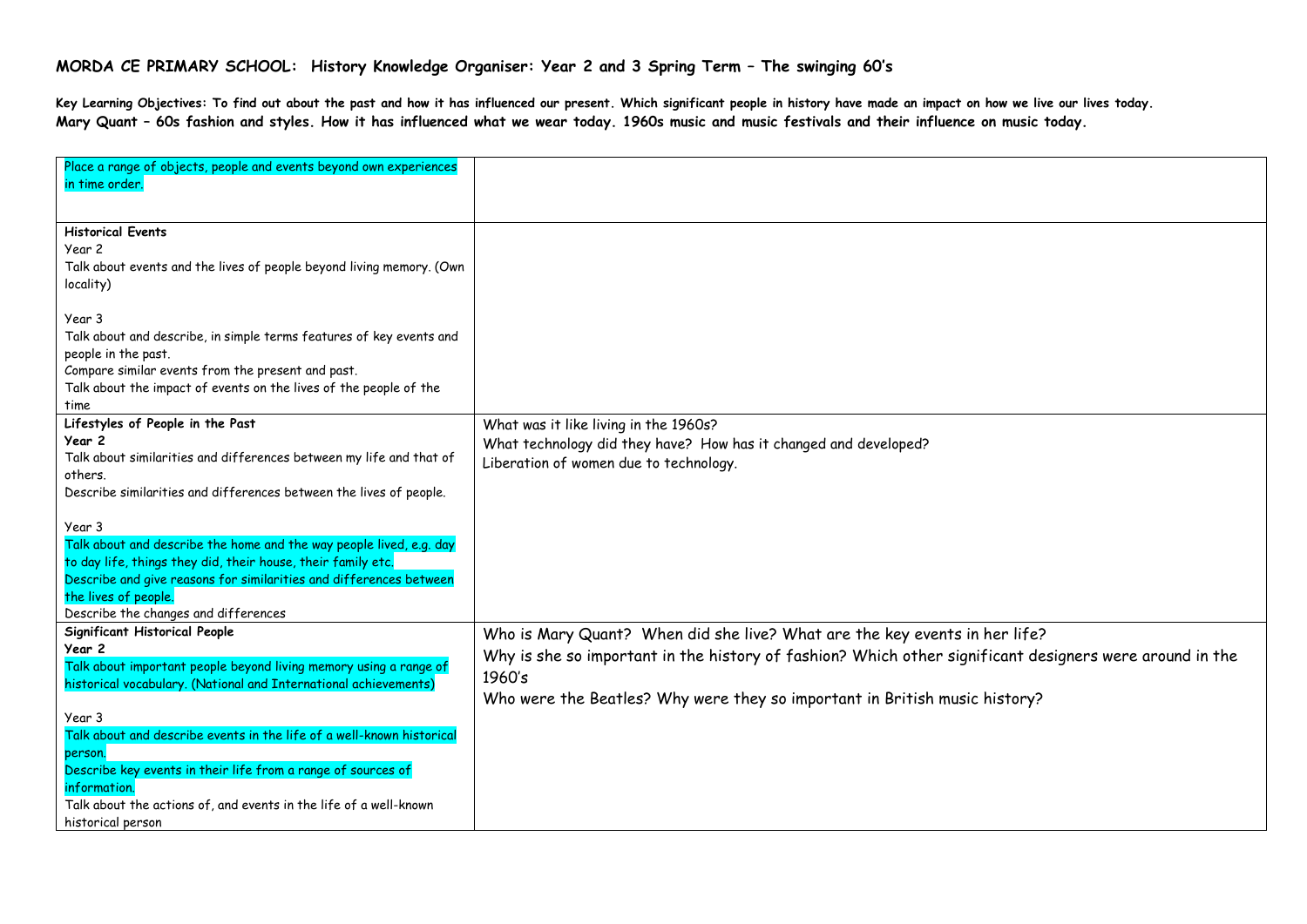# MORDA CE PRIMARY SCHOOL: History Knowledge Organiser: Year 2 and 3 Spring Term – The swinging 60's

**Key Learning Objectives: To find out about the past and how it has influenced our present. Which significant people in history have made an impact on how we live our lives today. Mary Quant – 60s fashion and styles. How it has influenced what we wear today. 1960s music and music festivals and their influence on music today.**

| | |
|---|---|
| Place a range of objects, people and events beyond own experiences in time order. | |
| **Historical Events**<br>Year 2<br>Talk about events and the lives of people beyond living memory. (Own locality)<br><br>Year 3<br>Talk about and describe, in simple terms features of key events and people in the past.<br>Compare similar events from the present and past.<br>Talk about the impact of events on the lives of the people of the time | |
| **Lifestyles of People in the Past**<br>**Year 2**<br>Talk about similarities and differences between my life and that of others.<br>Describe similarities and differences between the lives of people.<br><br>Year 3<br>Talk about and describe the home and the way people lived, e.g. day to day life, things they did, their house, their family etc.<br>Describe and give reasons for similarities and differences between the lives of people.<br>Describe the changes and differences | What was it like living in the 1960s?<br>What technology did they have? How has it changed and developed?<br>Liberation of women due to technology. |
| **Significant Historical People**<br>**Year 2**<br>Talk about important people beyond living memory using a range of historical vocabulary. (National and International achievements)<br><br>Year 3<br>Talk about and describe events in the life of a well-known historical person.<br>Describe key events in their life from a range of sources of information.<br>Talk about the actions of, and events in the life of a well-known historical person | Who is Mary Quant? When did she live? What are the key events in her life?<br>Why is she so important in the history of fashion? Which other significant designers were around in the 1960's<br>Who were the Beatles? Why were they so important in British music history? |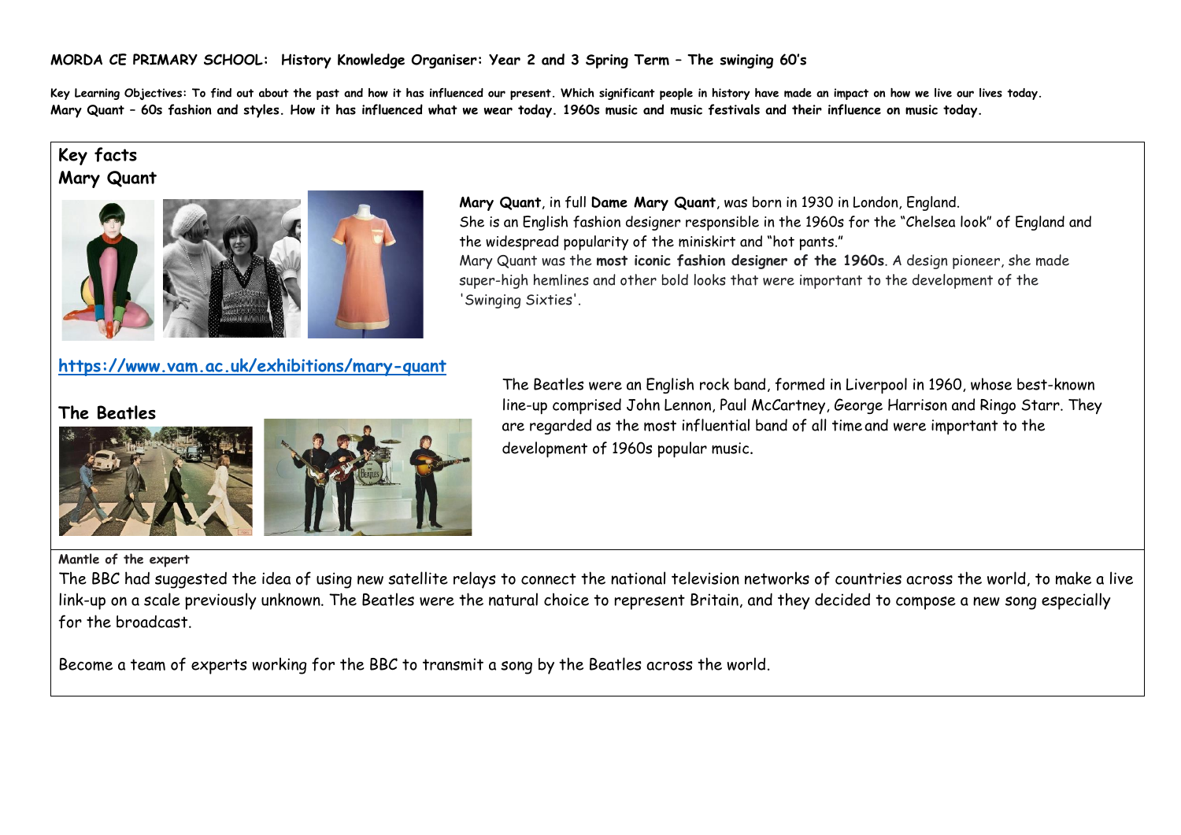**MORDA CE PRIMARY SCHOOL: History Knowledge Organiser: Year 2 and 3 Spring Term – The swinging 60's**

**Key Learning Objectives: To find out about the past and how it has influenced our present. Which significant people in history have made an impact on how we live our lives today. Mary Quant – 60s fashion and styles. How it has influenced what we wear today. 1960s music and music festivals and their influence on music today.**

## Key facts

### Mary Quant

**Mary Quant**, in full **Dame Mary Quant**, was born in 1930 in London, England.
She is an English fashion designer responsible in the 1960s for the "Chelsea look" of England and the widespread popularity of the miniskirt and "hot pants."
Mary Quant was the **most iconic fashion designer of the 1960s**. A design pioneer, she made super-high hemlines and other bold looks that were important to the development of the 'Swinging Sixties'.

https://www.vam.ac.uk/exhibitions/mary-quant

### The Beatles

The Beatles were an English rock band, formed in Liverpool in 1960, whose best-known line-up comprised John Lennon, Paul McCartney, George Harrison and Ringo Starr. They are regarded as the most influential band of all time and were important to the development of 1960s popular music.

**Mantle of the expert**

The BBC had suggested the idea of using new satellite relays to connect the national television networks of countries across the world, to make a live link-up on a scale previously unknown. The Beatles were the natural choice to represent Britain, and they decided to compose a new song especially for the broadcast.

Become a team of experts working for the BBC to transmit a song by the Beatles across the world.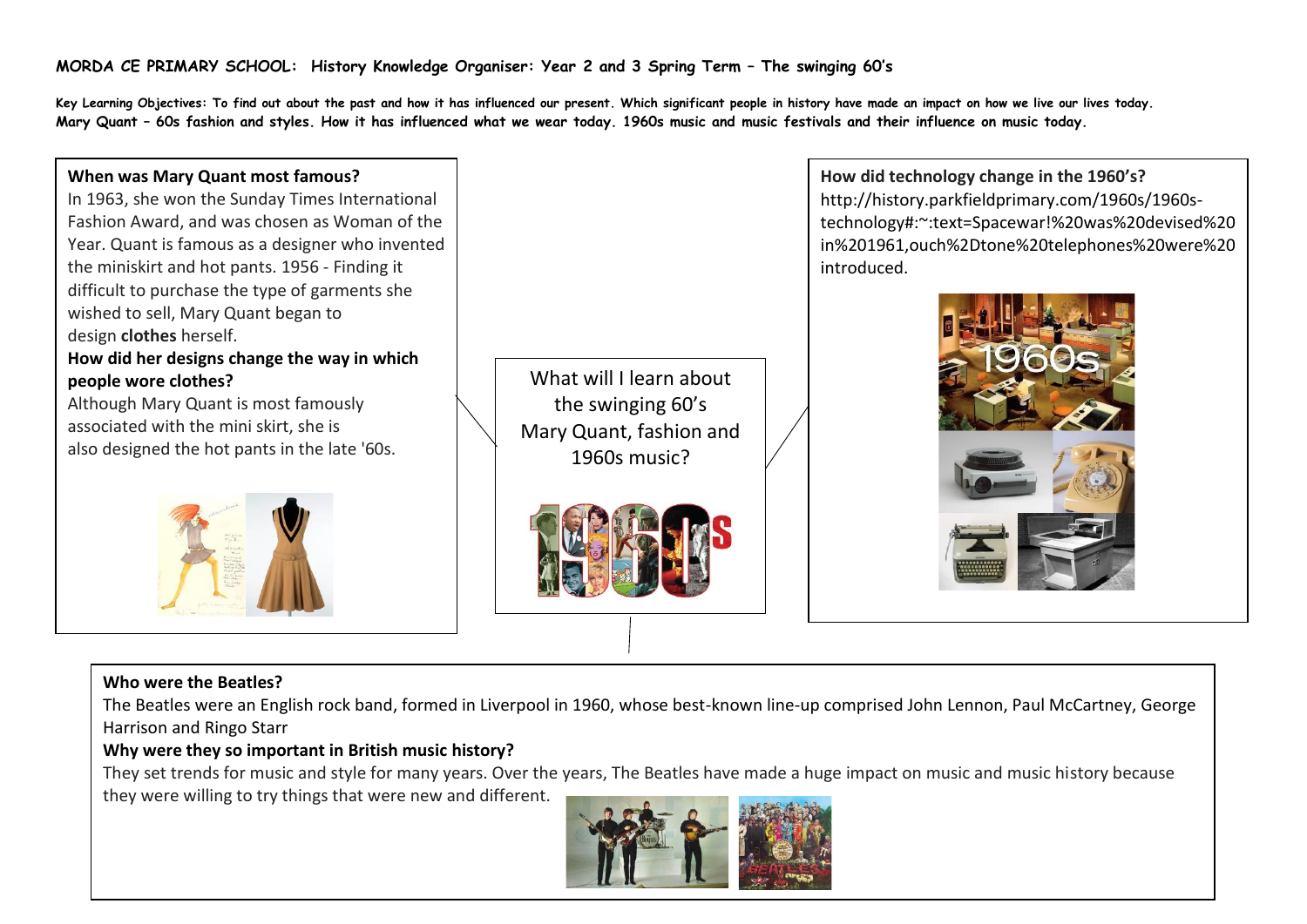**MORDA CE PRIMARY SCHOOL: History Knowledge Organiser: Year 2 and 3 Spring Term – The swinging 60's**

**Key Learning Objectives: To find out about the past and how it has influenced our present. Which significant people in history have made an impact on how we live our lives today. Mary Quant – 60s fashion and styles. How it has influenced what we wear today. 1960s music and music festivals and their influence on music today.**

**When was Mary Quant most famous?**

In 1963, she won the Sunday Times International Fashion Award, and was chosen as Woman of the Year. Quant is famous as a designer who invented the miniskirt and hot pants. 1956 - Finding it difficult to purchase the type of garments she wished to sell, Mary Quant began to design **clothes** herself.

**How did her designs change the way in which people wore clothes?**

Although Mary Quant is most famously associated with the mini skirt, she is also designed the hot pants in the late '60s.

What will I learn about the swinging 60's Mary Quant, fashion and 1960s music?

**How did technology change in the 1960's?**

http://history.parkfieldprimary.com/1960s/1960s-technology#:~:text=Spacewar!%20was%20devised%20in%201961,ouch%2Dtone%20telephones%20were%20introduced.

**Who were the Beatles?**

The Beatles were an English rock band, formed in Liverpool in 1960, whose best-known line-up comprised John Lennon, Paul McCartney, George Harrison and Ringo Starr

**Why were they so important in British music history?**

They set trends for music and style for many years. Over the years, The Beatles have made a huge impact on music and music history because they were willing to try things that were new and different.